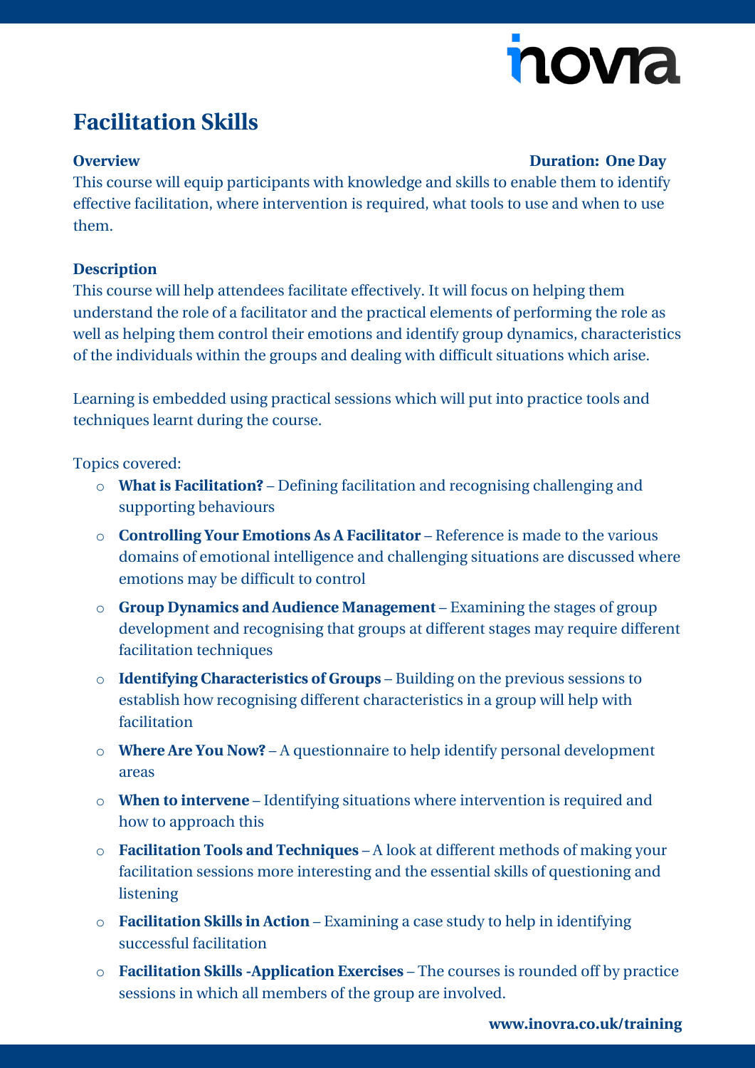# Facilitation Skills

**Overview** **Duration: One Day**

This course will equip participants with knowledge and skills to enable them to identify effective facilitation, where intervention is required, what tools to use and when to use them.

**Description**

This course will help attendees facilitate effectively. It will focus on helping them understand the role of a facilitator and the practical elements of performing the role as well as helping them control their emotions and identify group dynamics, characteristics of the individuals within the groups and dealing with difficult situations which arise.

Learning is embedded using practical sessions which will put into practice tools and techniques learnt during the course.

Topics covered:

- **What is Facilitation?** – Defining facilitation and recognising challenging and supporting behaviours
- **Controlling Your Emotions As A Facilitator** – Reference is made to the various domains of emotional intelligence and challenging situations are discussed where emotions may be difficult to control
- **Group Dynamics and Audience Management** – Examining the stages of group development and recognising that groups at different stages may require different facilitation techniques
- **Identifying Characteristics of Groups** – Building on the previous sessions to establish how recognising different characteristics in a group will help with facilitation
- **Where Are You Now?** – A questionnaire to help identify personal development areas
- **When to intervene** – Identifying situations where intervention is required and how to approach this
- **Facilitation Tools and Techniques** – A look at different methods of making your facilitation sessions more interesting and the essential skills of questioning and listening
- **Facilitation Skills in Action** – Examining a case study to help in identifying successful facilitation
- **Facilitation Skills -Application Exercises** – The courses is rounded off by practice sessions in which all members of the group are involved.

**www.inovra.co.uk/training**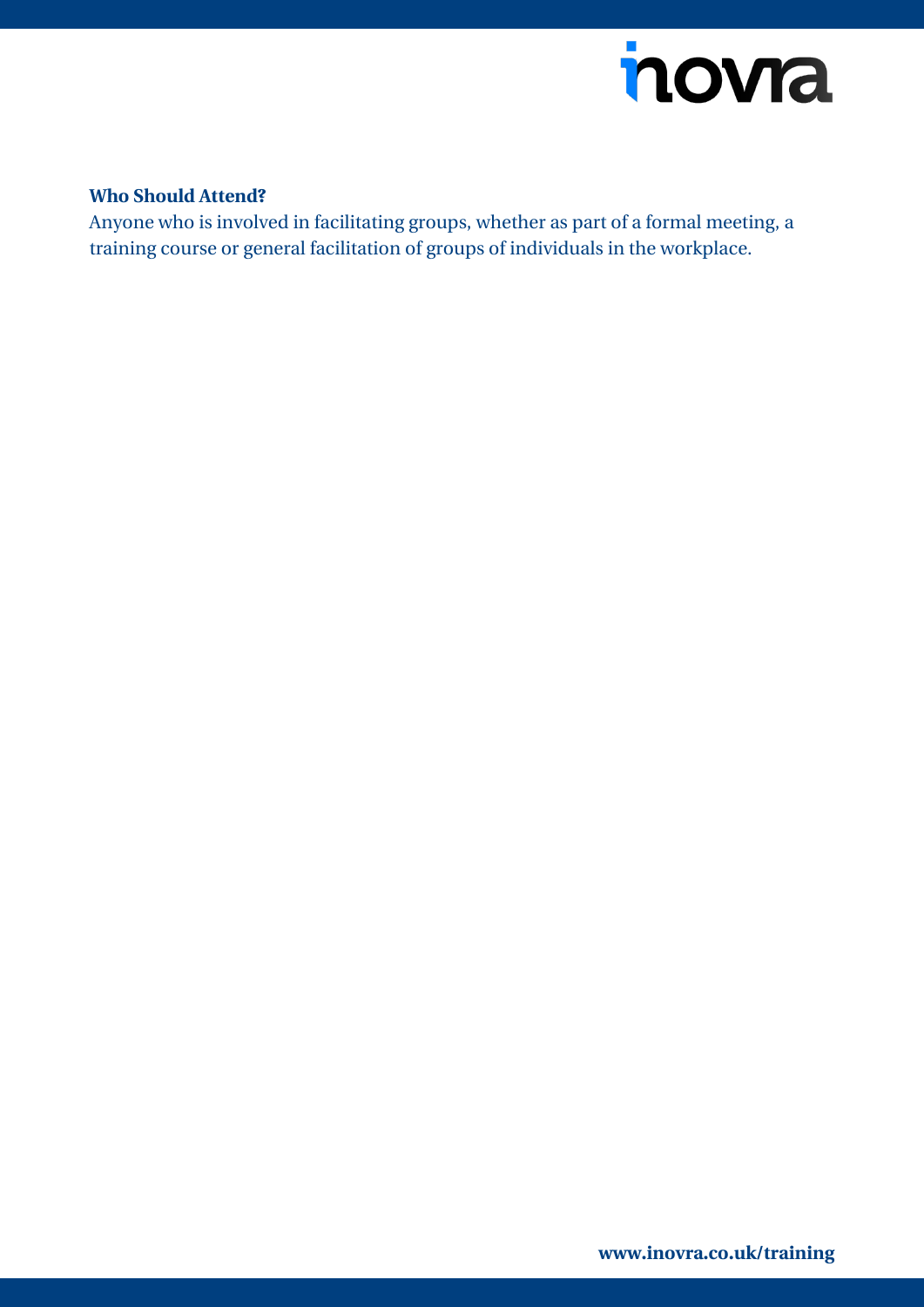**Who Should Attend?**

Anyone who is involved in facilitating groups, whether as part of a formal meeting, a training course or general facilitation of groups of individuals in the workplace.